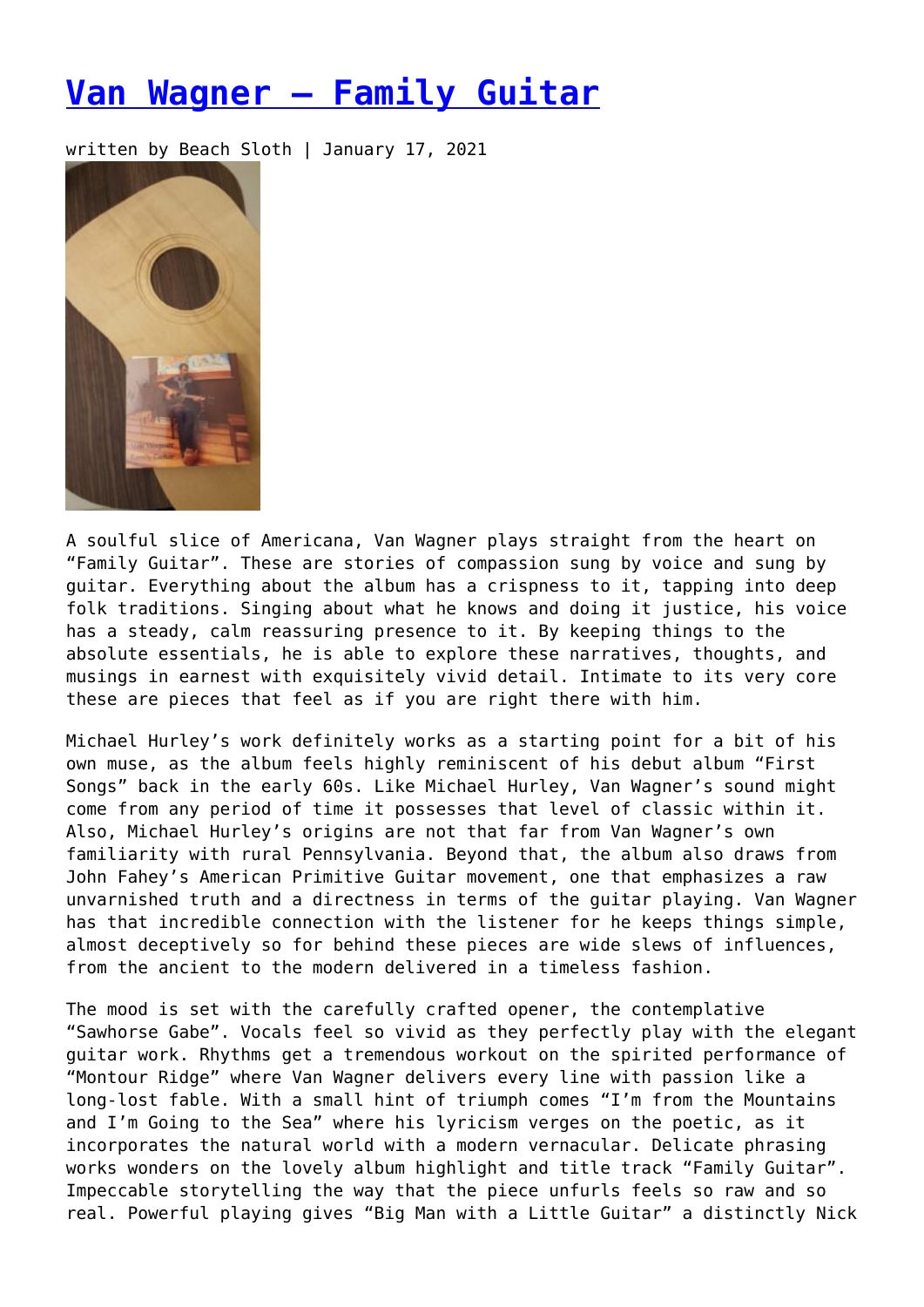# Van Wagner – Family Guitar

written by Beach Sloth | January 17, 2021

A soulful slice of Americana, Van Wagner plays straight from the heart on "Family Guitar". These are stories of compassion sung by voice and sung by guitar. Everything about the album has a crispness to it, tapping into deep folk traditions. Singing about what he knows and doing it justice, his voice has a steady, calm reassuring presence to it. By keeping things to the absolute essentials, he is able to explore these narratives, thoughts, and musings in earnest with exquisitely vivid detail. Intimate to its very core these are pieces that feel as if you are right there with him.

Michael Hurley's work definitely works as a starting point for a bit of his own muse, as the album feels highly reminiscent of his debut album "First Songs" back in the early 60s. Like Michael Hurley, Van Wagner's sound might come from any period of time it possesses that level of classic within it. Also, Michael Hurley's origins are not that far from Van Wagner's own familiarity with rural Pennsylvania. Beyond that, the album also draws from John Fahey's American Primitive Guitar movement, one that emphasizes a raw unvarnished truth and a directness in terms of the guitar playing. Van Wagner has that incredible connection with the listener for he keeps things simple, almost deceptively so for behind these pieces are wide slews of influences, from the ancient to the modern delivered in a timeless fashion.

The mood is set with the carefully crafted opener, the contemplative "Sawhorse Gabe". Vocals feel so vivid as they perfectly play with the elegant guitar work. Rhythms get a tremendous workout on the spirited performance of "Montour Ridge" where Van Wagner delivers every line with passion like a long-lost fable. With a small hint of triumph comes "I'm from the Mountains and I'm Going to the Sea" where his lyricism verges on the poetic, as it incorporates the natural world with a modern vernacular. Delicate phrasing works wonders on the lovely album highlight and title track "Family Guitar". Impeccable storytelling the way that the piece unfurls feels so raw and so real. Powerful playing gives "Big Man with a Little Guitar" a distinctly Nick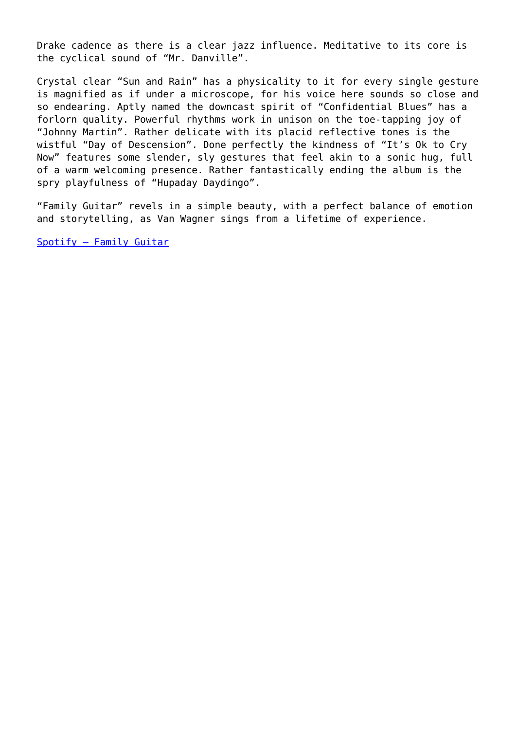Drake cadence as there is a clear jazz influence. Meditative to its core is the cyclical sound of “Mr. Danville”.

Crystal clear “Sun and Rain” has a physicality to it for every single gesture is magnified as if under a microscope, for his voice here sounds so close and so endearing. Aptly named the downcast spirit of “Confidential Blues” has a forlorn quality. Powerful rhythms work in unison on the toe-tapping joy of “Johnny Martin”. Rather delicate with its placid reflective tones is the wistful “Day of Descension”. Done perfectly the kindness of “It’s Ok to Cry Now” features some slender, sly gestures that feel akin to a sonic hug, full of a warm welcoming presence. Rather fantastically ending the album is the spry playfulness of “Hupaday Daydingo”.

“Family Guitar” revels in a simple beauty, with a perfect balance of emotion and storytelling, as Van Wagner sings from a lifetime of experience.

Spotify – Family Guitar